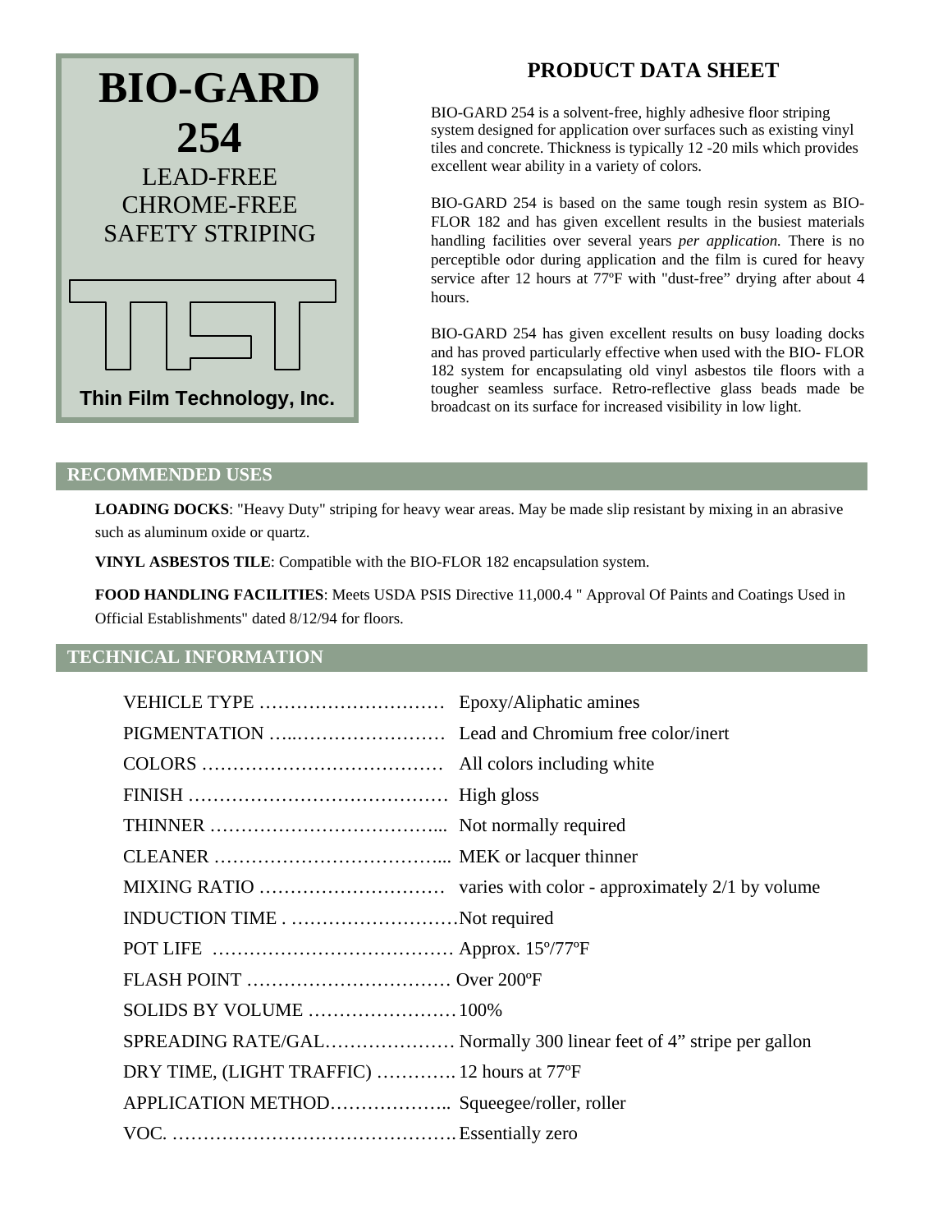# BIO-GARD 254

LEAD-FREE
CHROME-FREE
SAFETY STRIPING

Thin Film Technology, Inc.

## PRODUCT DATA SHEET

BIO-GARD 254 is a solvent-free, highly adhesive floor striping system designed for application over surfaces such as existing vinyl tiles and concrete. Thickness is typically 12 -20 mils which provides excellent wear ability in a variety of colors.

BIO-GARD 254 is based on the same tough resin system as BIO-FLOR 182 and has given excellent results in the busiest materials handling facilities over several years *per application.* There is no perceptible odor during application and the film is cured for heavy service after 12 hours at 77ºF with "dust-free" drying after about 4 hours.

BIO-GARD 254 has given excellent results on busy loading docks and has proved particularly effective when used with the BIO- FLOR 182 system for encapsulating old vinyl asbestos tile floors with a tougher seamless surface. Retro-reflective glass beads made be broadcast on its surface for increased visibility in low light.

## RECOMMENDED USES

**LOADING DOCKS**: "Heavy Duty" striping for heavy wear areas. May be made slip resistant by mixing in an abrasive such as aluminum oxide or quartz.

**VINYL ASBESTOS TILE**: Compatible with the BIO-FLOR 182 encapsulation system.

**FOOD HANDLING FACILITIES**: Meets USDA PSIS Directive 11,000.4 " Approval Of Paints and Coatings Used in Official Establishments" dated 8/12/94 for floors.

## TECHNICAL INFORMATION

| | |
|---|---|
| VEHICLE TYPE | Epoxy/Aliphatic amines |
| PIGMENTATION | Lead and Chromium free color/inert |
| COLORS | All colors including white |
| FINISH | High gloss |
| THINNER | Not normally required |
| CLEANER | MEK or lacquer thinner |
| MIXING RATIO | varies with color - approximately 2/1 by volume |
| INDUCTION TIME | Not required |
| POT LIFE | Approx. 15º/77ºF |
| FLASH POINT | Over 200ºF |
| SOLIDS BY VOLUME | 100% |
| SPREADING RATE/GAL | Normally 300 linear feet of 4" stripe per gallon |
| DRY TIME, (LIGHT TRAFFIC) | 12 hours at 77ºF |
| APPLICATION METHOD | Squeegee/roller, roller |
| VOC. | Essentially zero |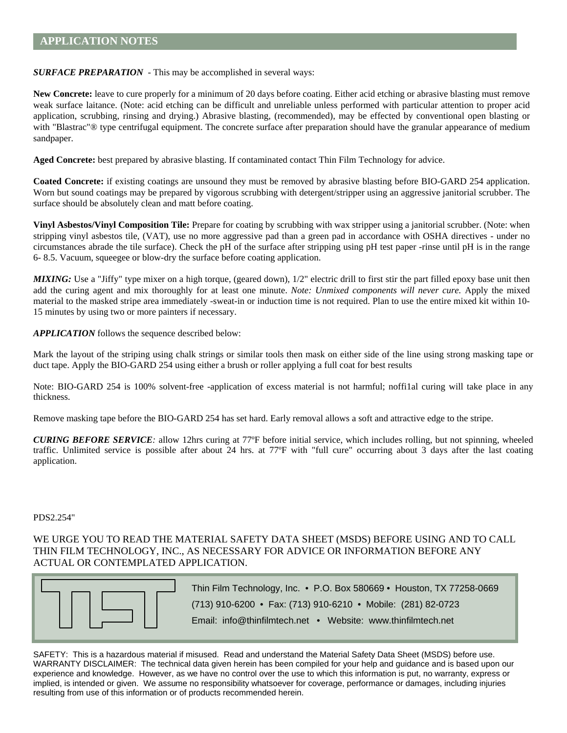## APPLICATION NOTES

***SURFACE PREPARATION*** - This may be accomplished in several ways:

**New Concrete:** leave to cure properly for a minimum of 20 days before coating. Either acid etching or abrasive blasting must remove weak surface laitance. (Note: acid etching can be difficult and unreliable unless performed with particular attention to proper acid application, scrubbing, rinsing and drying.) Abrasive blasting, (recommended), may be effected by conventional open blasting or with "Blastrac"® type centrifugal equipment. The concrete surface after preparation should have the granular appearance of medium sandpaper.

**Aged Concrete:** best prepared by abrasive blasting. If contaminated contact Thin Film Technology for advice.

**Coated Concrete:** if existing coatings are unsound they must be removed by abrasive blasting before BIO-GARD 254 application. Worn but sound coatings may be prepared by vigorous scrubbing with detergent/stripper using an aggressive janitorial scrubber. The surface should be absolutely clean and matt before coating.

**Vinyl Asbestos/Vinyl Composition Tile:** Prepare for coating by scrubbing with wax stripper using a janitorial scrubber. (Note: when stripping vinyl asbestos tile, (VAT), use no more aggressive pad than a green pad in accordance with OSHA directives - under no circumstances abrade the tile surface). Check the pH of the surface after stripping using pH test paper -rinse until pH is in the range 6- 8.5. Vacuum, squeegee or blow-dry the surface before coating application.

***MIXING:*** Use a "Jiffy" type mixer on a high torque, (geared down), 1/2" electric drill to first stir the part filled epoxy base unit then add the curing agent and mix thoroughly for at least one minute. *Note: Unmixed components will never cure.* Apply the mixed material to the masked stripe area immediately -sweat-in or induction time is not required. Plan to use the entire mixed kit within 10-15 minutes by using two or more painters if necessary.

***APPLICATION*** follows the sequence described below:

Mark the layout of the striping using chalk strings or similar tools then mask on either side of the line using strong masking tape or duct tape. Apply the BIO-GARD 254 using either a brush or roller applying a full coat for best results

Note: BIO-GARD 254 is 100% solvent-free -application of excess material is not harmful; noffi1al curing will take place in any thickness.

Remove masking tape before the BIO-GARD 254 has set hard. Early removal allows a soft and attractive edge to the stripe.

***CURING BEFORE SERVICE**:* allow 12hrs curing at 77ºF before initial service, which includes rolling, but not spinning, wheeled traffic. Unlimited service is possible after about 24 hrs. at 77ºF with "full cure" occurring about 3 days after the last coating application.

PDS2.254"

WE URGE YOU TO READ THE MATERIAL SAFETY DATA SHEET (MSDS) BEFORE USING AND TO CALL THIN FILM TECHNOLOGY, INC., AS NECESSARY FOR ADVICE OR INFORMATION BEFORE ANY ACTUAL OR CONTEMPLATED APPLICATION.

Thin Film Technology, Inc. • P.O. Box 580669 • Houston, TX 77258-0669
(713) 910-6200 • Fax: (713) 910-6210 • Mobile: (281) 82-0723
Email: info@thinfilmtech.net • Website: www.thinfilmtech.net

SAFETY: This is a hazardous material if misused. Read and understand the Material Safety Data Sheet (MSDS) before use.
WARRANTY DISCLAIMER: The technical data given herein has been compiled for your help and guidance and is based upon our experience and knowledge. However, as we have no control over the use to which this information is put, no warranty, express or implied, is intended or given. We assume no responsibility whatsoever for coverage, performance or damages, including injuries resulting from use of this information or of products recommended herein.